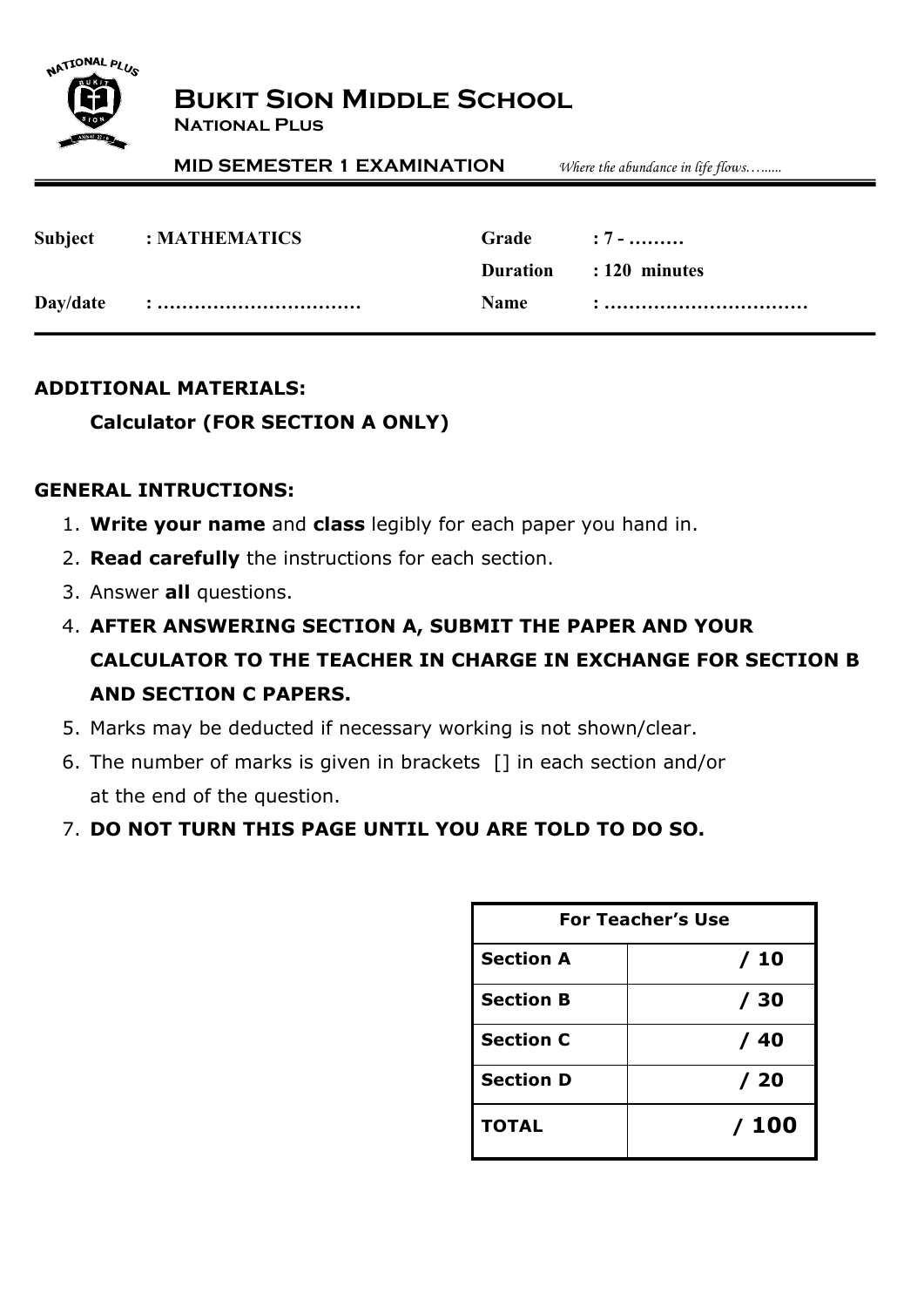# Bukit Sion Middle School

**National Plus**

**MID SEMESTER 1 EXAMINATION** *Where the abundance in life flows…......*

| | | | |
|---|---|---|---|
| **Subject** | **: MATHEMATICS** | **Grade** | **: 7 - ………** |
| | | **Duration** | **: 120 minutes** |
| **Day/date** | **: ……………………………** | **Name** | **: ……………………………** |

**ADDITIONAL MATERIALS:**

**Calculator (FOR SECTION A ONLY)**

**GENERAL INTRUCTIONS:**

1. **Write your name** and **class** legibly for each paper you hand in.
2. **Read carefully** the instructions for each section.
3. Answer **all** questions.
4. **AFTER ANSWERING SECTION A, SUBMIT THE PAPER AND YOUR CALCULATOR TO THE TEACHER IN CHARGE IN EXCHANGE FOR SECTION B AND SECTION C PAPERS.**
5. Marks may be deducted if necessary working is not shown/clear.
6. The number of marks is given in brackets [] in each section and/or at the end of the question.
7. **DO NOT TURN THIS PAGE UNTIL YOU ARE TOLD TO DO SO.**

| For Teacher's Use | |
|---|---|
| **Section A** | **/ 10** |
| **Section B** | **/ 30** |
| **Section C** | **/ 40** |
| **Section D** | **/ 20** |
| **TOTAL** | **/ 100** |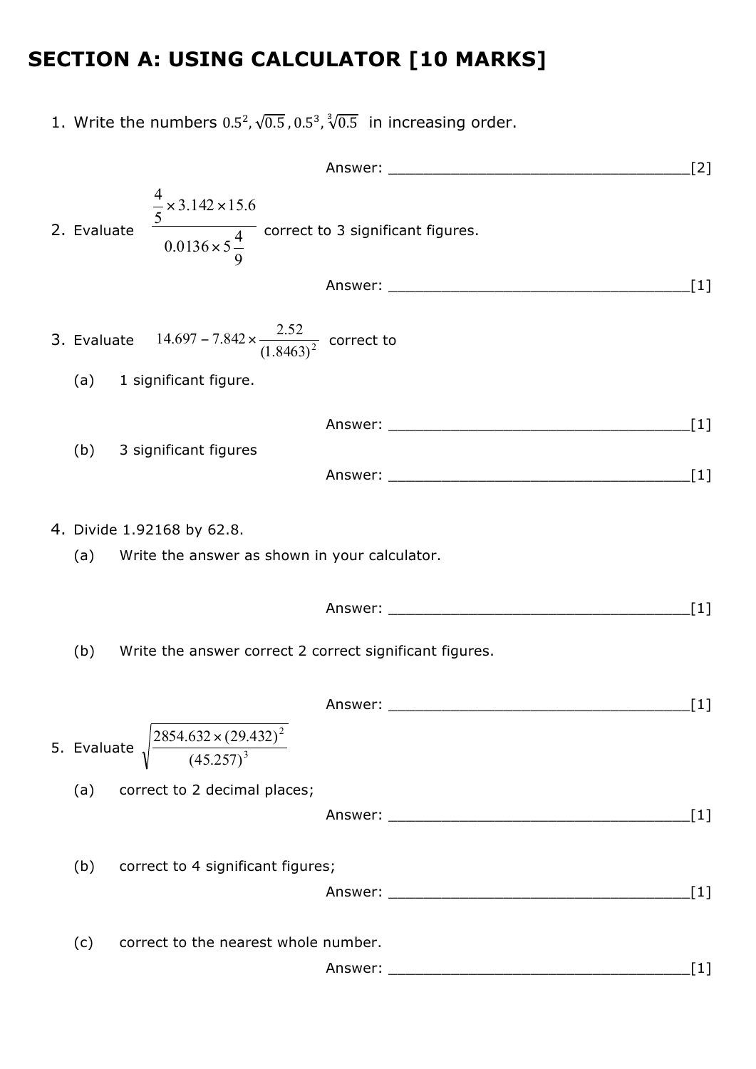# SECTION A: USING CALCULATOR [10 MARKS]

1. Write the numbers $0.5^2, \sqrt{0.5}, 0.5^3, \sqrt[3]{0.5}$ in increasing order.

Answer: ___________________________________[2]

2. Evaluate $\dfrac{\frac{4}{5} \times 3.142 \times 15.6}{0.0136 \times 5\frac{4}{9}}$ correct to 3 significant figures.

Answer: ___________________________________[1]

3. Evaluate $14.697 - 7.842 \times \dfrac{2.52}{(1.8463)^2}$ correct to

(a) 1 significant figure.

Answer: ___________________________________[1]

(b) 3 significant figures

Answer: ___________________________________[1]

4. Divide 1.92168 by 62.8.

(a) Write the answer as shown in your calculator.

Answer: ___________________________________[1]

(b) Write the answer correct 2 correct significant figures.

Answer: ___________________________________[1]

5. Evaluate $\sqrt{\dfrac{2854.632 \times (29.432)^2}{(45.257)^3}}$

(a) correct to 2 decimal places;

Answer: ___________________________________[1]

(b) correct to 4 significant figures;

Answer: ___________________________________[1]

(c) correct to the nearest whole number.

Answer: ___________________________________[1]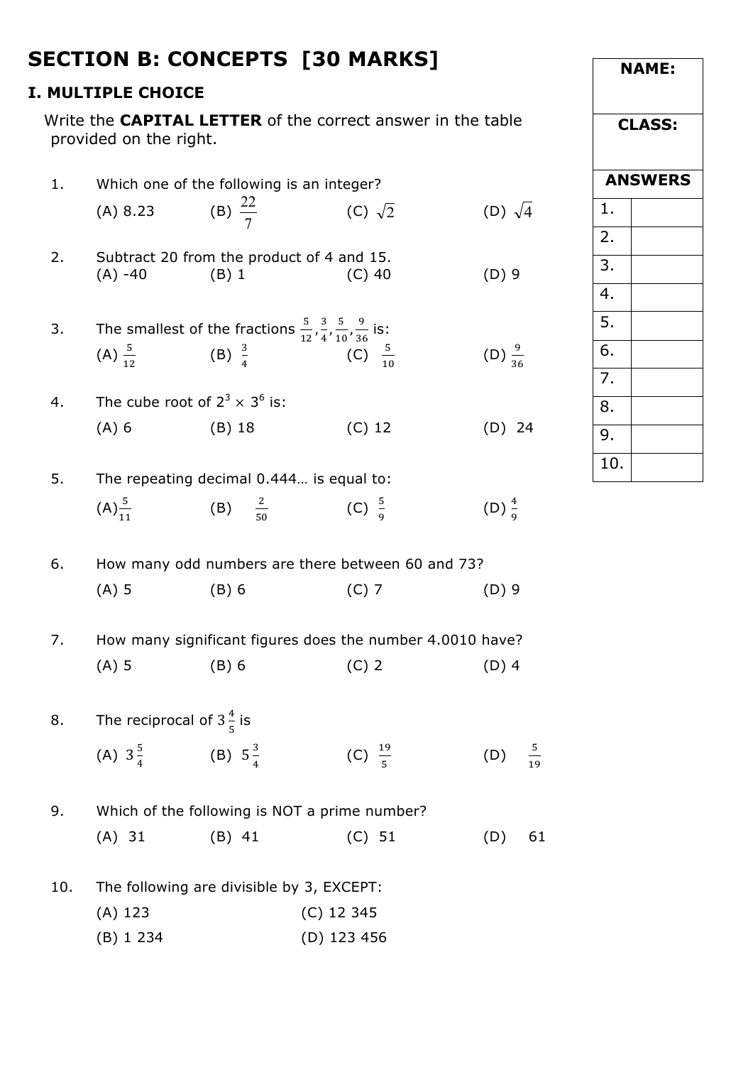# SECTION B: CONCEPTS [30 MARKS]

## I. MULTIPLE CHOICE

Write the **CAPITAL LETTER** of the correct answer in the table provided on the right.

1. Which one of the following is an integer?

   (A) 8.23 (B) $\frac{22}{7}$ (C) $\sqrt{2}$ (D) $\sqrt{4}$

2. Subtract 20 from the product of 4 and 15.

   (A) -40 (B) 1 (C) 40 (D) 9

3. The smallest of the fractions $\frac{5}{12}, \frac{3}{4}, \frac{5}{10}, \frac{9}{36}$ is:

   (A) $\frac{5}{12}$ (B) $\frac{3}{4}$ (C) $\frac{5}{10}$ (D) $\frac{9}{36}$

4. The cube root of $2^3 \times 3^6$ is:

   (A) 6 (B) 18 (C) 12 (D) 24

5. The repeating decimal 0.444… is equal to:

   (A) $\frac{5}{11}$ (B) $\frac{2}{50}$ (C) $\frac{5}{9}$ (D) $\frac{4}{9}$

6. How many odd numbers are there between 60 and 73?

   (A) 5 (B) 6 (C) 7 (D) 9

7. How many significant figures does the number 4.0010 have?

   (A) 5 (B) 6 (C) 2 (D) 4

8. The reciprocal of $3\frac{4}{5}$ is

   (A) $3\frac{5}{4}$ (B) $5\frac{3}{4}$ (C) $\frac{19}{5}$ (D) $\frac{5}{19}$

9. Which of the following is NOT a prime number?

   (A) 31 (B) 41 (C) 51 (D) 61

10. The following are divisible by 3, EXCEPT:

    (A) 123 (C) 12 345

    (B) 1 234 (D) 123 456

| NAME: | |
|---|---|
| CLASS: | |
| **ANSWERS** | |
| 1. | |
| 2. | |
| 3. | |
| 4. | |
| 5. | |
| 6. | |
| 7. | |
| 8. | |
| 9. | |
| 10. | |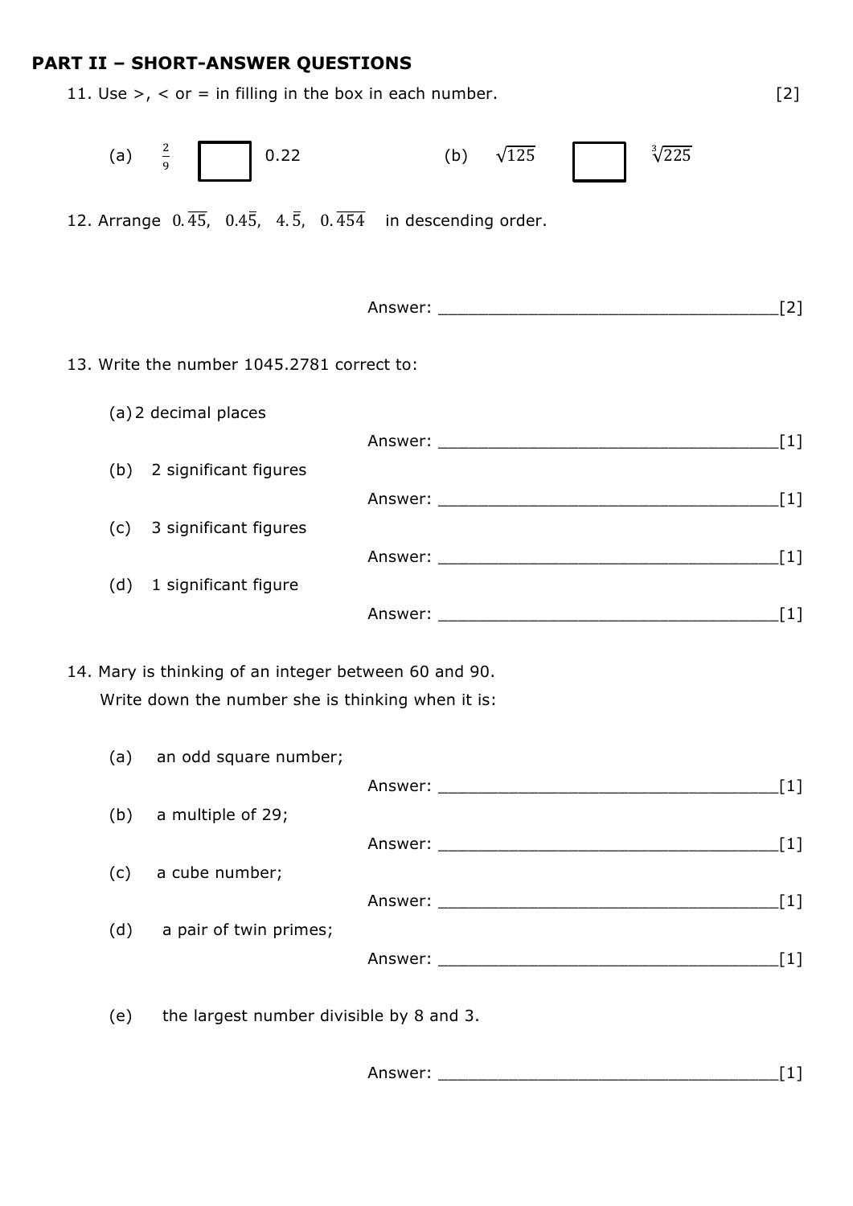## PART II – SHORT-ANSWER QUESTIONS

11. Use >, < or = in filling in the box in each number. [2]

(a) $\frac{2}{9}$ ☐ 0.22 (b) $\sqrt{125}$ ☐ $\sqrt[3]{225}$

12. Arrange $0.\overline{45}$, $0.4\overline{5}$, $4.\overline{5}$, $0.\overline{454}$ in descending order.

Answer: ___________________________________[2]

13. Write the number 1045.2781 correct to:

(a) 2 decimal places

Answer: ___________________________________[1]

(b) 2 significant figures

Answer: ___________________________________[1]

(c) 3 significant figures

Answer: ___________________________________[1]

(d) 1 significant figure

Answer: ___________________________________[1]

14. Mary is thinking of an integer between 60 and 90.
Write down the number she is thinking when it is:

(a) an odd square number;

Answer: ___________________________________[1]

(b) a multiple of 29;

Answer: ___________________________________[1]

(c) a cube number;

Answer: ___________________________________[1]

(d) a pair of twin primes;

Answer: ___________________________________[1]

(e) the largest number divisible by 8 and 3.

Answer: ___________________________________[1]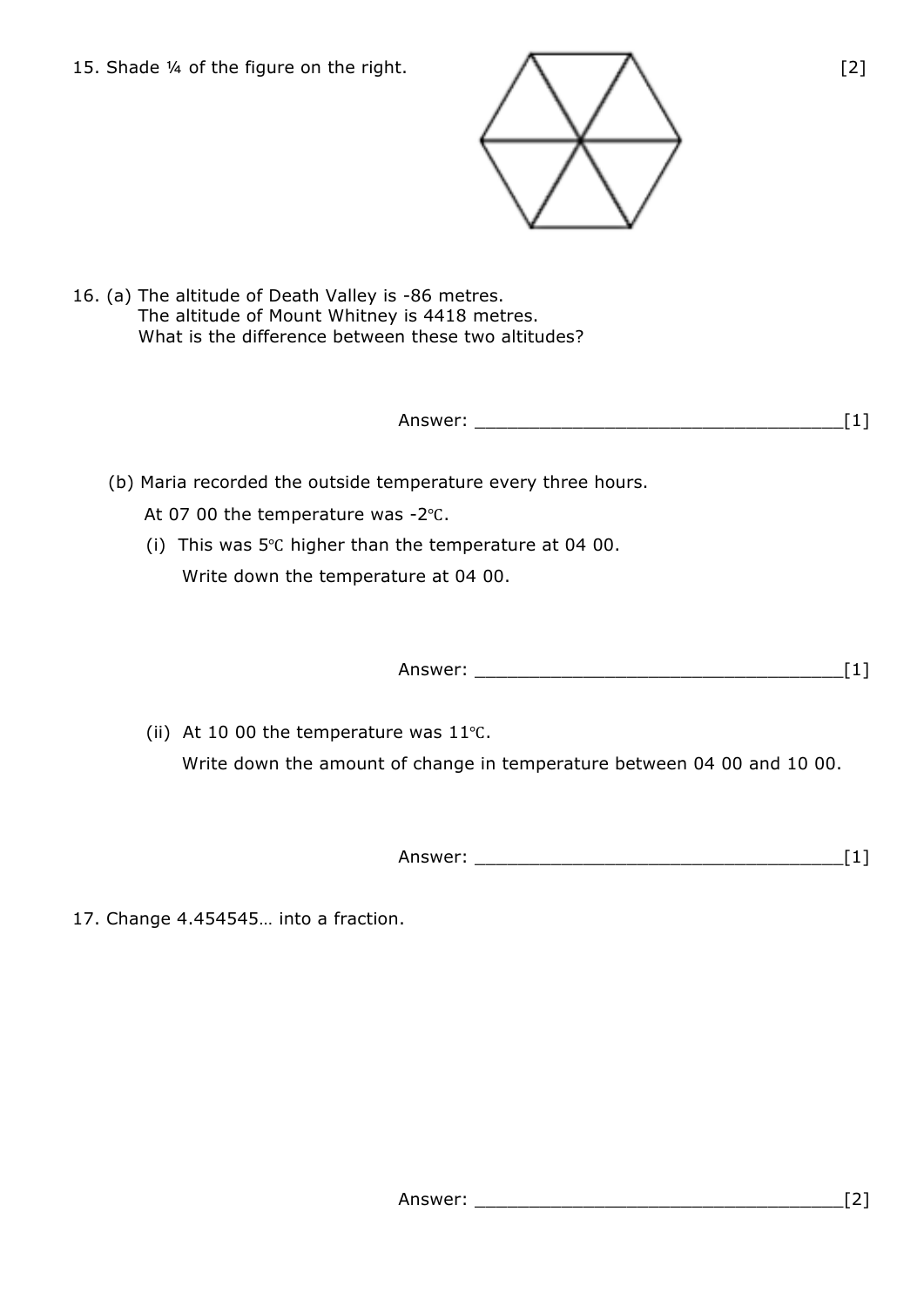15. Shade ¼ of the figure on the right. [2]

16. (a) The altitude of Death Valley is -86 metres.
The altitude of Mount Whitney is 4418 metres.
What is the difference between these two altitudes?

Answer: ___________________________________[1]

(b) Maria recorded the outside temperature every three hours.

At 07 00 the temperature was -2℃.

(i) This was 5℃ higher than the temperature at 04 00.

Write down the temperature at 04 00.

Answer: ___________________________________[1]

(ii) At 10 00 the temperature was 11℃.

Write down the amount of change in temperature between 04 00 and 10 00.

Answer: ___________________________________[1]

17. Change 4.454545… into a fraction.

Answer: ___________________________________[2]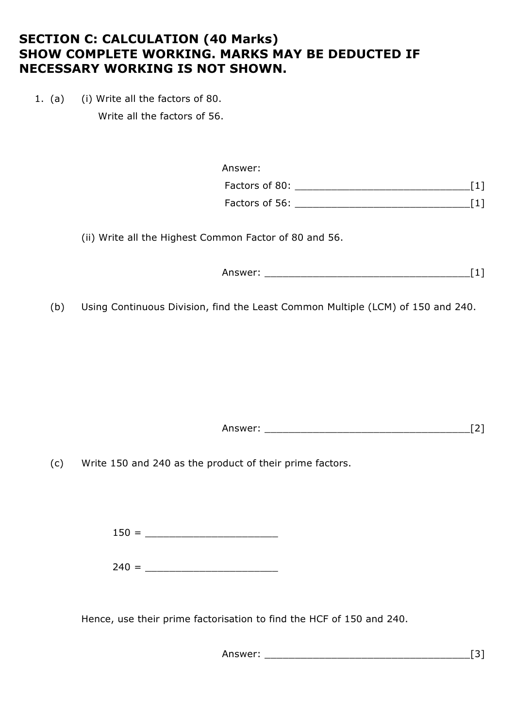## SECTION C: CALCULATION (40 Marks)
## SHOW COMPLETE WORKING. MARKS MAY BE DEDUCTED IF NECESSARY WORKING IS NOT SHOWN.

1. (a) (i) Write all the factors of 80.
   Write all the factors of 56.

   Answer:
   Factors of 80: ______________________________[1]
   Factors of 56: ______________________________[1]

   (ii) Write all the Highest Common Factor of 80 and 56.

   Answer: ___________________________________[1]

   (b) Using Continuous Division, find the Least Common Multiple (LCM) of 150 and 240.

   Answer: ___________________________________[2]

   (c) Write 150 and 240 as the product of their prime factors.

   150 = ______________________

   240 = ______________________

   Hence, use their prime factorisation to find the HCF of 150 and 240.

   Answer: ___________________________________[3]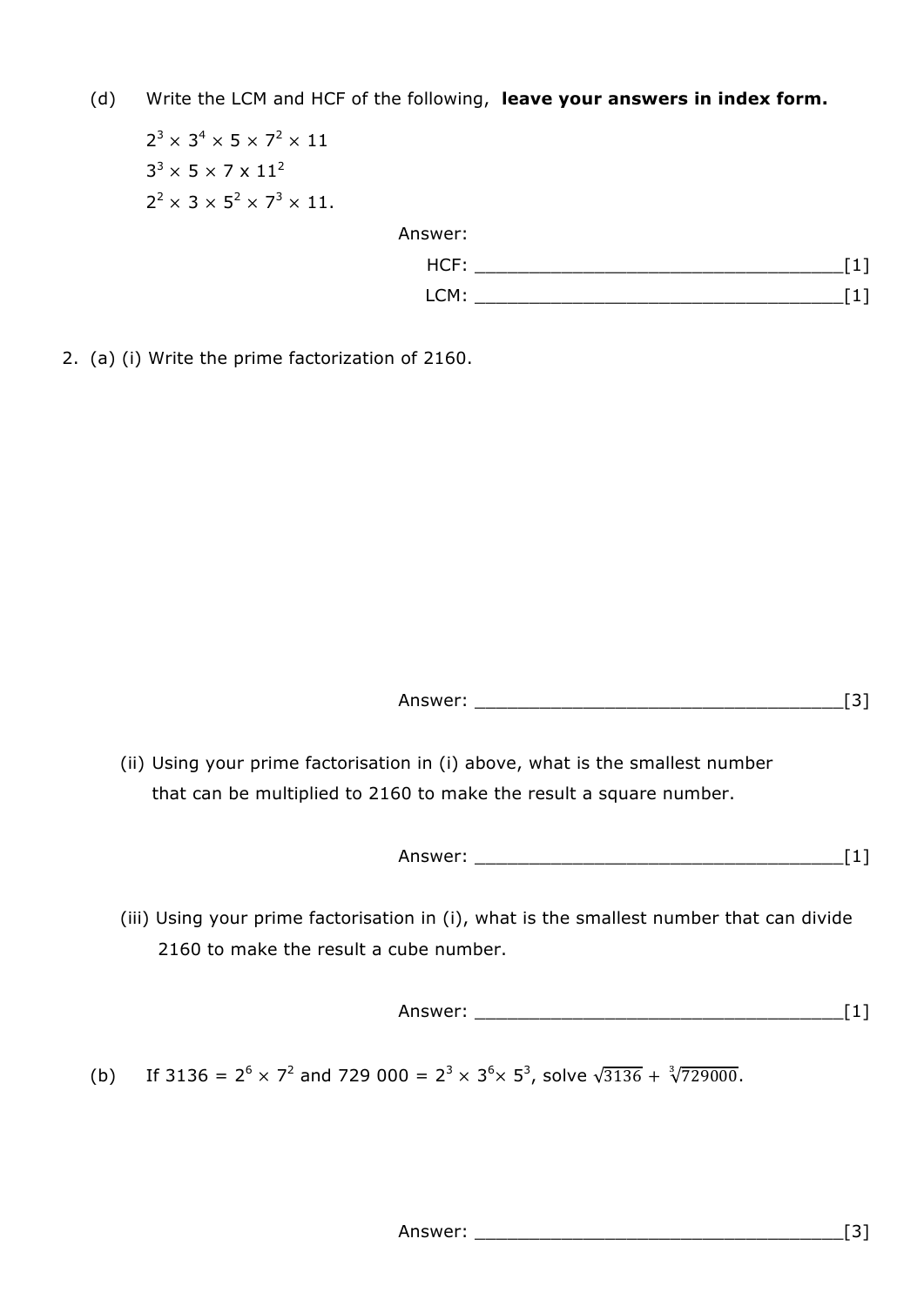(d) Write the LCM and HCF of the following, **leave your answers in index form.**

$2^3 \times 3^4 \times 5 \times 7^2 \times 11$

$3^3 \times 5 \times 7 \times 11^2$

$2^2 \times 3 \times 5^2 \times 7^3 \times 11.$

Answer:

HCF: ___________________________________[1]

LCM: ___________________________________[1]

2. (a) (i) Write the prime factorization of 2160.

Answer: ___________________________________[3]

(ii) Using your prime factorisation in (i) above, what is the smallest number that can be multiplied to 2160 to make the result a square number.

Answer: ___________________________________[1]

(iii) Using your prime factorisation in (i), what is the smallest number that can divide 2160 to make the result a cube number.

Answer: ___________________________________[1]

(b) If $3136 = 2^6 \times 7^2$ and $729\ 000 = 2^3 \times 3^6 \times 5^3$, solve $\sqrt{3136} + \sqrt[3]{729000}$.

Answer: ___________________________________[3]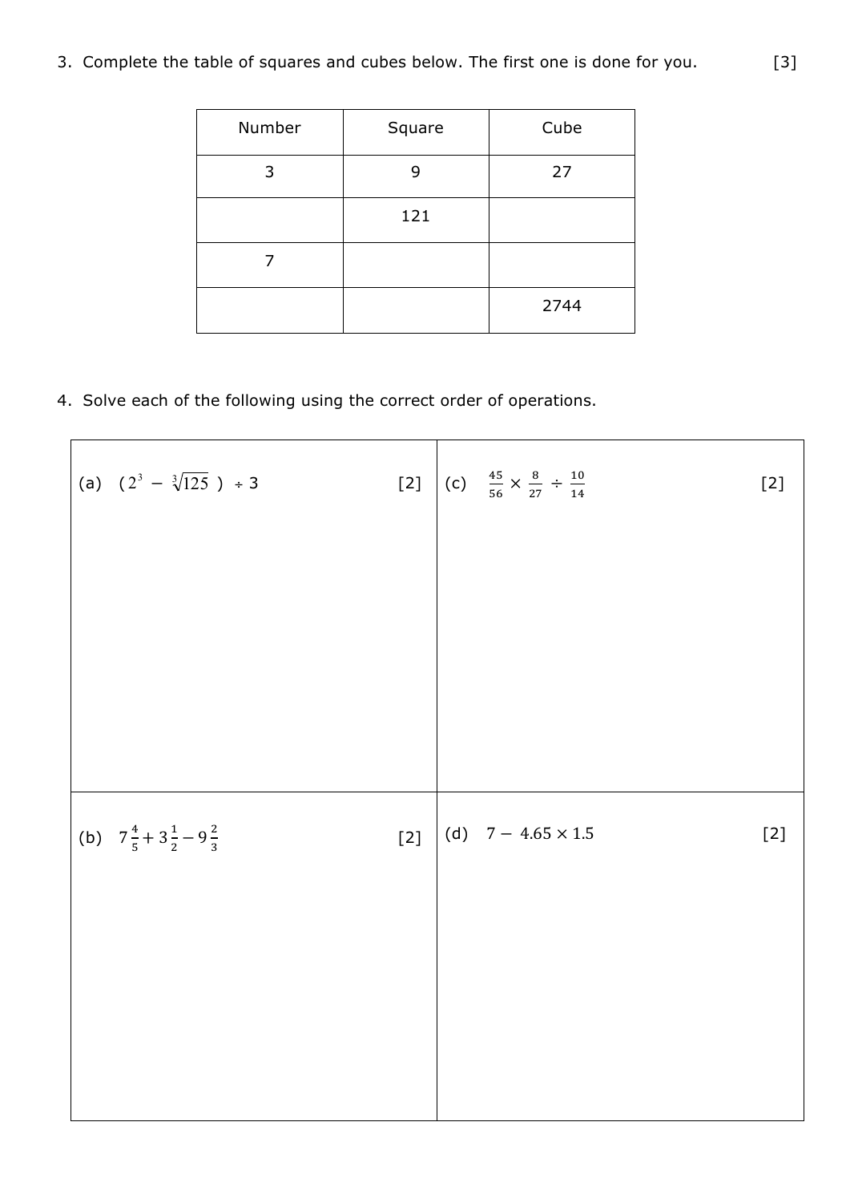3. Complete the table of squares and cubes below. The first one is done for you. [3]

| Number | Square | Cube |
|---|---|---|
| 3 | 9 | 27 |
| | 121 | |
| 7 | | |
| | | 2744 |

4. Solve each of the following using the correct order of operations.

(a) $(2^3 - \sqrt[3]{125}) \div 3$ [2]

(c) $\frac{45}{56} \times \frac{8}{27} \div \frac{10}{14}$ [2]

(b) $7\frac{4}{5} + 3\frac{1}{2} - 9\frac{2}{3}$ [2]

(d) $7 - 4.65 \times 1.5$ [2]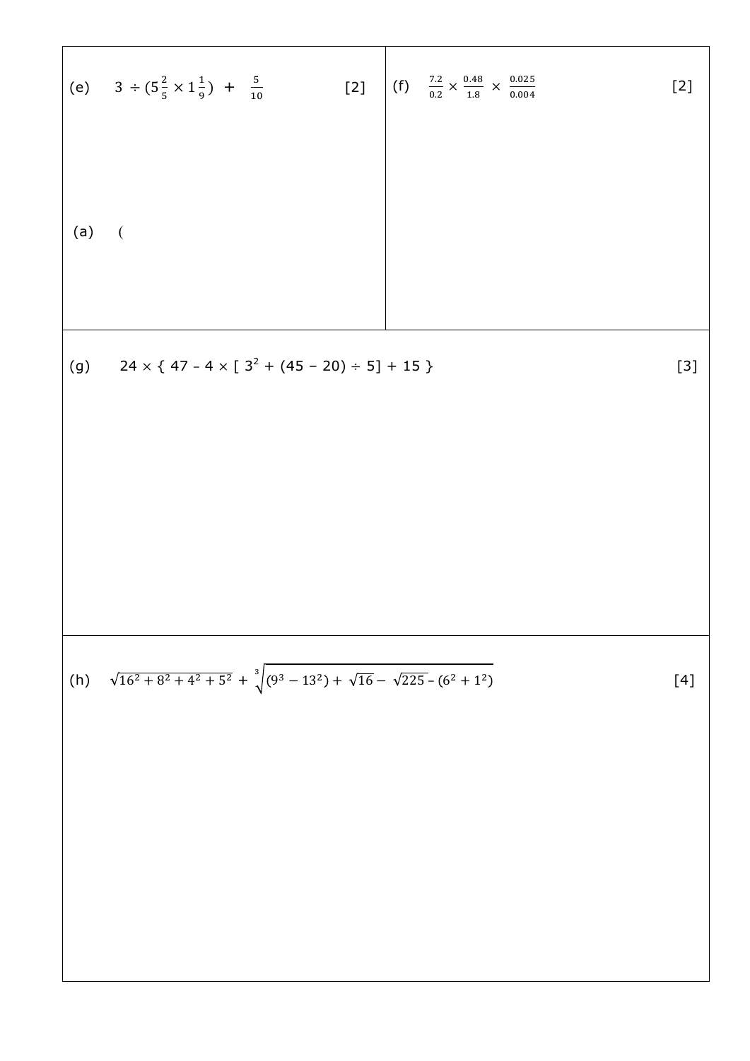(e) $3 \div (5\frac{2}{5} \times 1\frac{1}{9}) + \frac{5}{10}$ [2]

(a) (

(f) $\frac{7.2}{0.2} \times \frac{0.48}{1.8} \times \frac{0.025}{0.004}$ [2]

(g) $24 \times \{ 47 - 4 \times [ 3^2 + (45 - 20) \div 5] + 15 \}$ [3]

(h) $\sqrt{16^2 + 8^2 + 4^2 + 5^2} + \sqrt[3]{(9^3 - 13^2) + \sqrt{16} - \sqrt{225} - (6^2 + 1^2)}$ [4]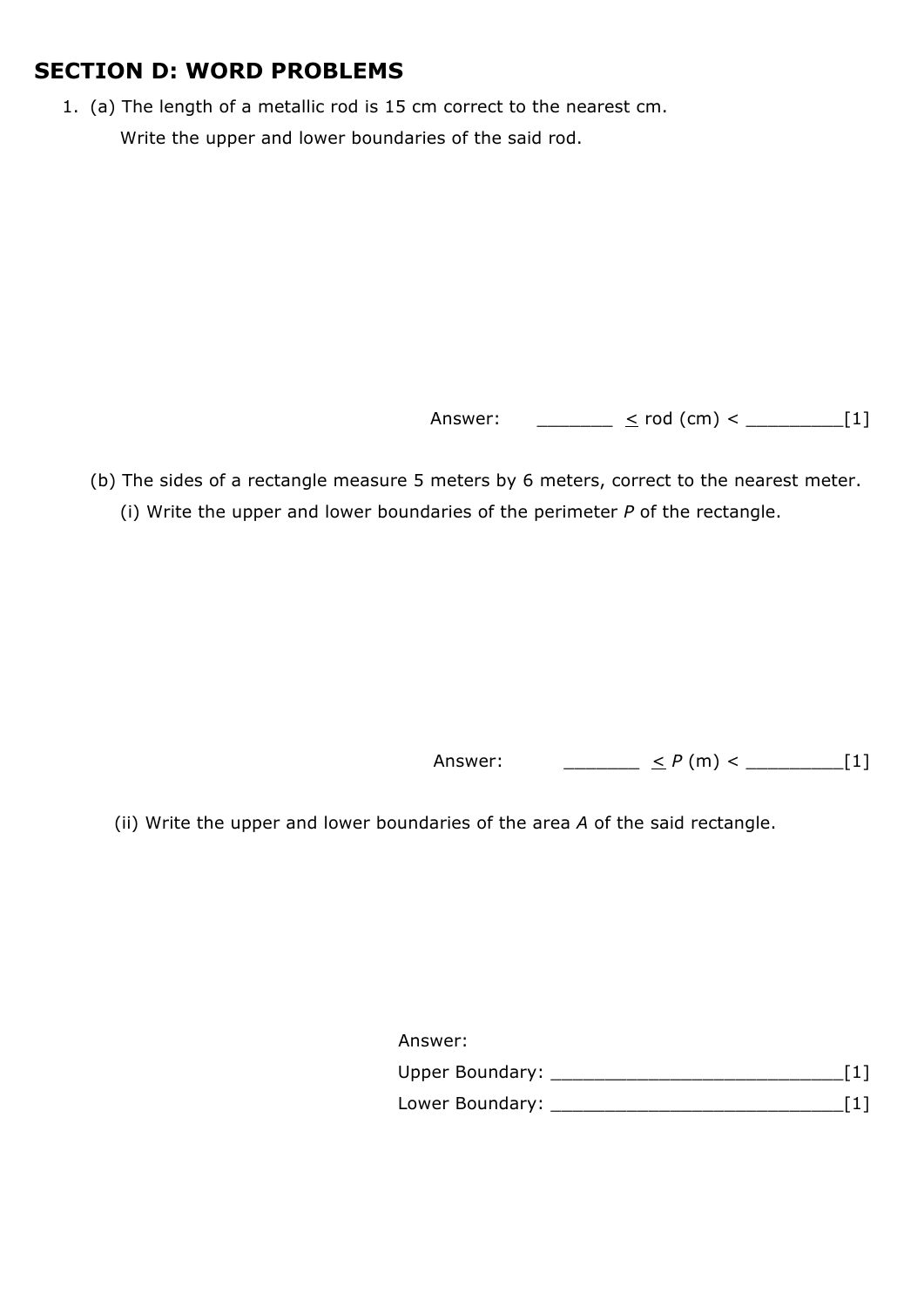## SECTION D: WORD PROBLEMS

1. (a) The length of a metallic rod is 15 cm correct to the nearest cm.

   Write the upper and lower boundaries of the said rod.

   Answer: _______ $\leq$ rod (cm) < _________[1]

   (b) The sides of a rectangle measure 5 meters by 6 meters, correct to the nearest meter.

   (i) Write the upper and lower boundaries of the perimeter *P* of the rectangle.

   Answer: _______ $\leq P$ (m) < _________[1]

   (ii) Write the upper and lower boundaries of the area *A* of the said rectangle.

   Answer:

   Upper Boundary: ___________________________[1]

   Lower Boundary: ___________________________[1]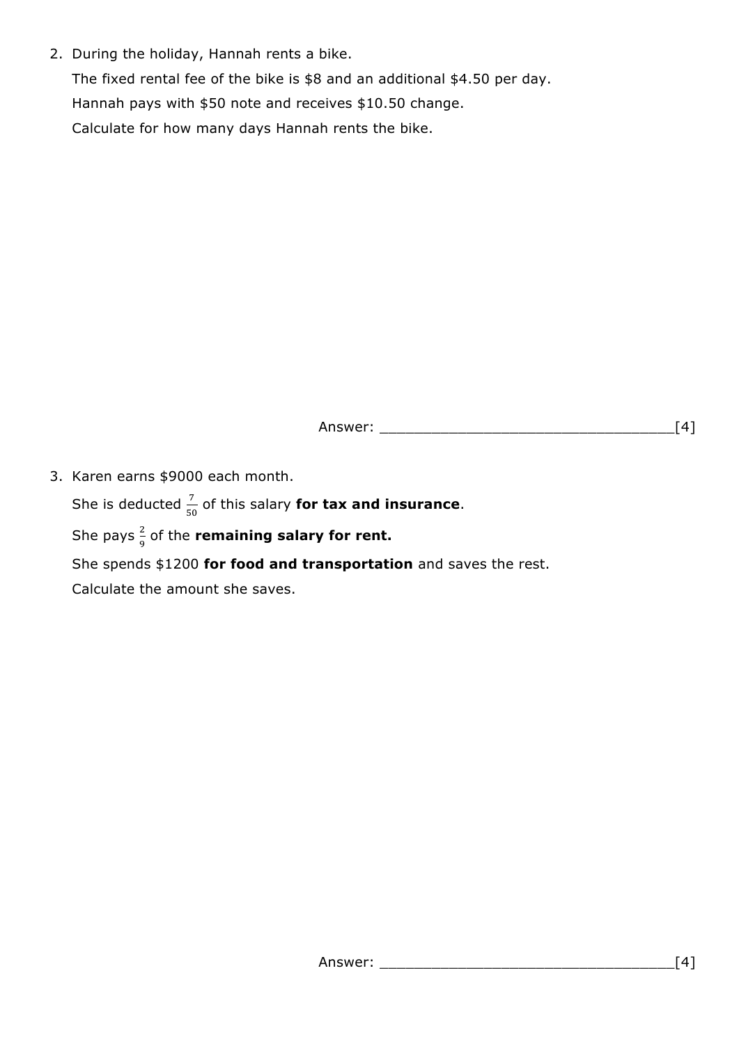2. During the holiday, Hannah rents a bike.

   The fixed rental fee of the bike is $8 and an additional $4.50 per day.

   Hannah pays with $50 note and receives $10.50 change.

   Calculate for how many days Hannah rents the bike.

Answer: ________________________________[4]

3. Karen earns $9000 each month.

   She is deducted $\frac{7}{50}$ of this salary **for tax and insurance**.

   She pays $\frac{2}{9}$ of the **remaining salary for rent.**

   She spends $1200 **for food and transportation** and saves the rest.

   Calculate the amount she saves.

Answer: ________________________________[4]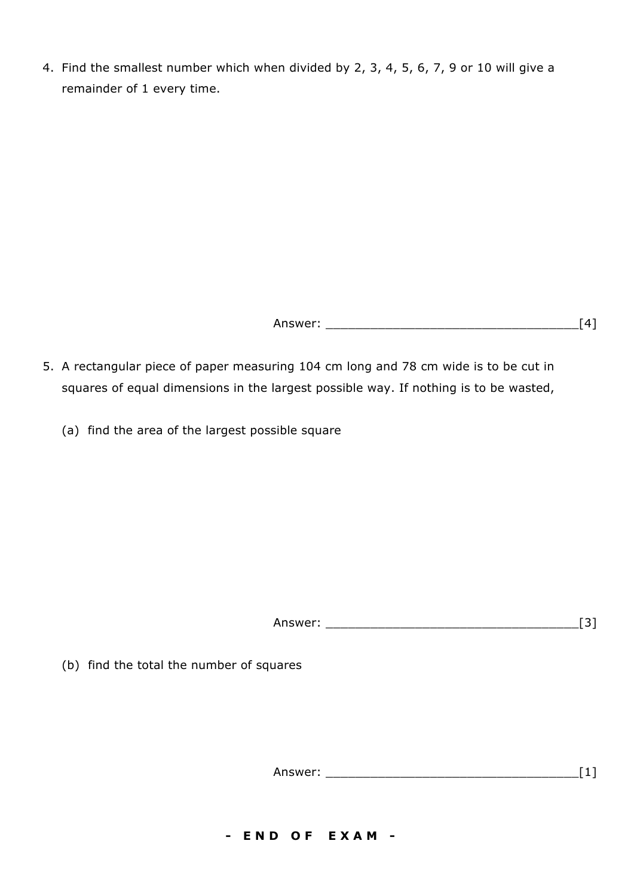4. Find the smallest number which when divided by 2, 3, 4, 5, 6, 7, 9 or 10 will give a remainder of 1 every time.

Answer: __________________________________[4]

5. A rectangular piece of paper measuring 104 cm long and 78 cm wide is to be cut in squares of equal dimensions in the largest possible way. If nothing is to be wasted,

   (a) find the area of the largest possible square

Answer: __________________________________[3]

   (b) find the total the number of squares

Answer: __________________________________[1]

**- END OF EXAM -**